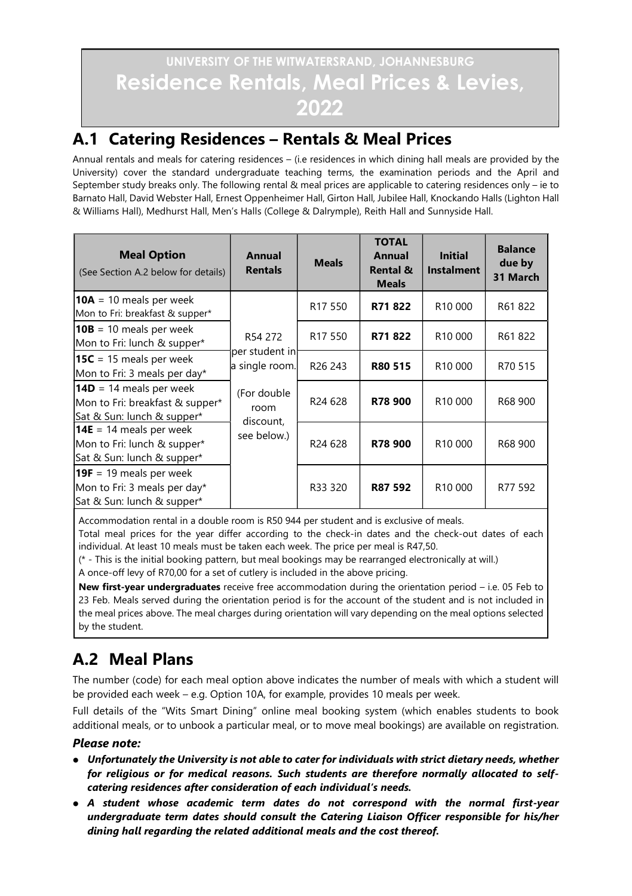# UNIVERSITY OF THE WITWATERSRAND, JOHANNESBURG
# Residence Rentals, Meal Prices & Levies, 2022

## A.1 Catering Residences – Rentals & Meal Prices

Annual rentals and meals for catering residences – (i.e residences in which dining hall meals are provided by the University) cover the standard undergraduate teaching terms, the examination periods and the April and September study breaks only. The following rental & meal prices are applicable to catering residences only – ie to Barnato Hall, David Webster Hall, Ernest Oppenheimer Hall, Girton Hall, Jubilee Hall, Knockando Halls (Lighton Hall & Williams Hall), Medhurst Hall, Men's Halls (College & Dalrymple), Reith Hall and Sunnyside Hall.

| **Meal Option** (See Section A.2 below for details) | **Annual Rentals** | **Meals** | **TOTAL Annual Rental & Meals** | **Initial Instalment** | **Balance due by 31 March** |
|---|---|---|---|---|---|
| **10A** = 10 meals per week Mon to Fri: breakfast & supper* | R54 272 per student in a single room. (For double room discount, see below.) | R17 550 | **R71 822** | R10 000 | R61 822 |
| **10B** = 10 meals per week Mon to Fri: lunch & supper* | | R17 550 | **R71 822** | R10 000 | R61 822 |
| **15C** = 15 meals per week Mon to Fri: 3 meals per day* | | R26 243 | **R80 515** | R10 000 | R70 515 |
| **14D** = 14 meals per week Mon to Fri: breakfast & supper* Sat & Sun: lunch & supper* | | R24 628 | **R78 900** | R10 000 | R68 900 |
| **14E** = 14 meals per week Mon to Fri: lunch & supper* Sat & Sun: lunch & supper* | | R24 628 | **R78 900** | R10 000 | R68 900 |
| **19F** = 19 meals per week Mon to Fri: 3 meals per day* Sat & Sun: lunch & supper* | | R33 320 | **R87 592** | R10 000 | R77 592 |

Accommodation rental in a double room is R50 944 per student and is exclusive of meals.

Total meal prices for the year differ according to the check-in dates and the check-out dates of each individual. At least 10 meals must be taken each week. The price per meal is R47,50.

(* - This is the initial booking pattern, but meal bookings may be rearranged electronically at will.)

A once-off levy of R70,00 for a set of cutlery is included in the above pricing.

**New first-year undergraduates** receive free accommodation during the orientation period – i.e. 05 Feb to 23 Feb. Meals served during the orientation period is for the account of the student and is not included in the meal prices above. The meal charges during orientation will vary depending on the meal options selected by the student.

## A.2 Meal Plans

The number (code) for each meal option above indicates the number of meals with which a student will be provided each week – e.g. Option 10A, for example, provides 10 meals per week.

Full details of the "Wits Smart Dining" online meal booking system (which enables students to book additional meals, or to unbook a particular meal, or to move meal bookings) are available on registration.

### *Please note:*

- ***Unfortunately the University is not able to cater for individuals with strict dietary needs, whether for religious or for medical reasons. Such students are therefore normally allocated to self-catering residences after consideration of each individual's needs.***
- ***A student whose academic term dates do not correspond with the normal first-year undergraduate term dates should consult the Catering Liaison Officer responsible for his/her dining hall regarding the related additional meals and the cost thereof.***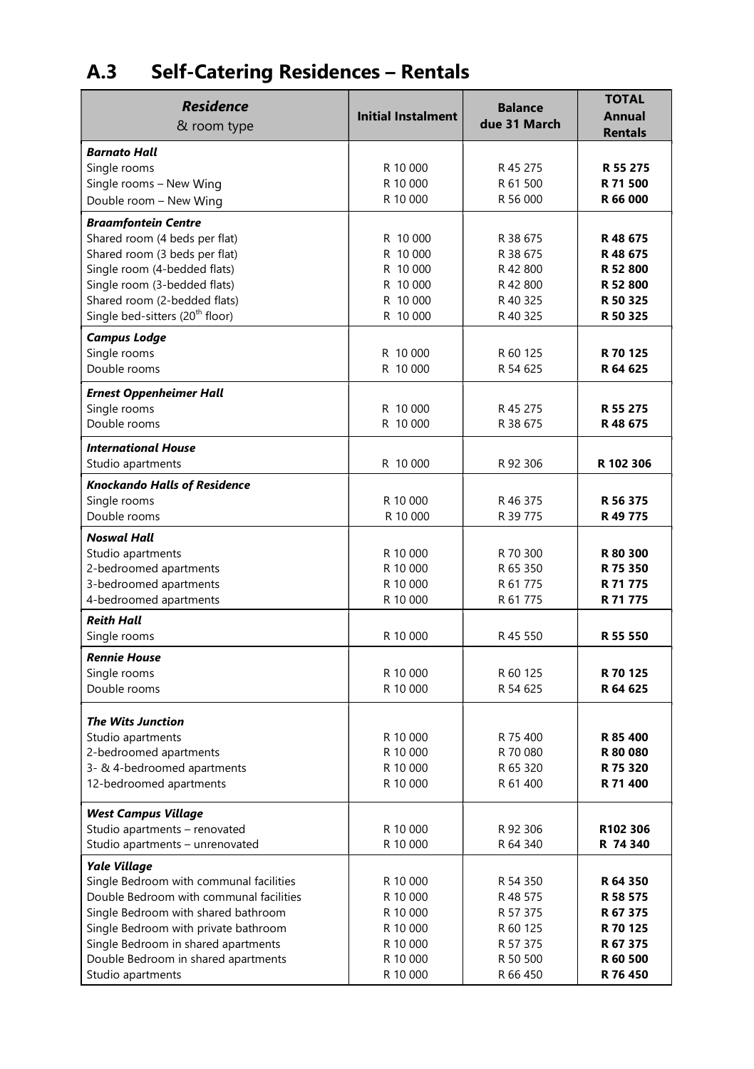## A.3 Self-Catering Residences – Rentals

| ***Residence*** & room type | Initial Instalment | Balance due 31 March | TOTAL Annual Rentals |
|---|---|---|---|
| ***Barnato Hall*** | | | |
| Single rooms | R 10 000 | R 45 275 | **R 55 275** |
| Single rooms – New Wing | R 10 000 | R 61 500 | **R 71 500** |
| Double room – New Wing | R 10 000 | R 56 000 | **R 66 000** |
| ***Braamfontein Centre*** | | | |
| Shared room (4 beds per flat) | R 10 000 | R 38 675 | **R 48 675** |
| Shared room (3 beds per flat) | R 10 000 | R 38 675 | **R 48 675** |
| Single room (4-bedded flats) | R 10 000 | R 42 800 | **R 52 800** |
| Single room (3-bedded flats) | R 10 000 | R 42 800 | **R 52 800** |
| Shared room (2-bedded flats) | R 10 000 | R 40 325 | **R 50 325** |
| Single bed-sitters (20th floor) | R 10 000 | R 40 325 | **R 50 325** |
| ***Campus Lodge*** | | | |
| Single rooms | R 10 000 | R 60 125 | **R 70 125** |
| Double rooms | R 10 000 | R 54 625 | **R 64 625** |
| ***Ernest Oppenheimer Hall*** | | | |
| Single rooms | R 10 000 | R 45 275 | **R 55 275** |
| Double rooms | R 10 000 | R 38 675 | **R 48 675** |
| ***International House*** | | | |
| Studio apartments | R 10 000 | R 92 306 | **R 102 306** |
| ***Knockando Halls of Residence*** | | | |
| Single rooms | R 10 000 | R 46 375 | **R 56 375** |
| Double rooms | R 10 000 | R 39 775 | **R 49 775** |
| ***Noswal Hall*** | | | |
| Studio apartments | R 10 000 | R 70 300 | **R 80 300** |
| 2-bedroomed apartments | R 10 000 | R 65 350 | **R 75 350** |
| 3-bedroomed apartments | R 10 000 | R 61 775 | **R 71 775** |
| 4-bedroomed apartments | R 10 000 | R 61 775 | **R 71 775** |
| ***Reith Hall*** | | | |
| Single rooms | R 10 000 | R 45 550 | **R 55 550** |
| ***Rennie House*** | | | |
| Single rooms | R 10 000 | R 60 125 | **R 70 125** |
| Double rooms | R 10 000 | R 54 625 | **R 64 625** |
| ***The Wits Junction*** | | | |
| Studio apartments | R 10 000 | R 75 400 | **R 85 400** |
| 2-bedroomed apartments | R 10 000 | R 70 080 | **R 80 080** |
| 3- & 4-bedroomed apartments | R 10 000 | R 65 320 | **R 75 320** |
| 12-bedroomed apartments | R 10 000 | R 61 400 | **R 71 400** |
| ***West Campus Village*** | | | |
| Studio apartments – renovated | R 10 000 | R 92 306 | **R102 306** |
| Studio apartments – unrenovated | R 10 000 | R 64 340 | **R 74 340** |
| ***Yale Village*** | | | |
| Single Bedroom with communal facilities | R 10 000 | R 54 350 | **R 64 350** |
| Double Bedroom with communal facilities | R 10 000 | R 48 575 | **R 58 575** |
| Single Bedroom with shared bathroom | R 10 000 | R 57 375 | **R 67 375** |
| Single Bedroom with private bathroom | R 10 000 | R 60 125 | **R 70 125** |
| Single Bedroom in shared apartments | R 10 000 | R 57 375 | **R 67 375** |
| Double Bedroom in shared apartments | R 10 000 | R 50 500 | **R 60 500** |
| Studio apartments | R 10 000 | R 66 450 | **R 76 450** |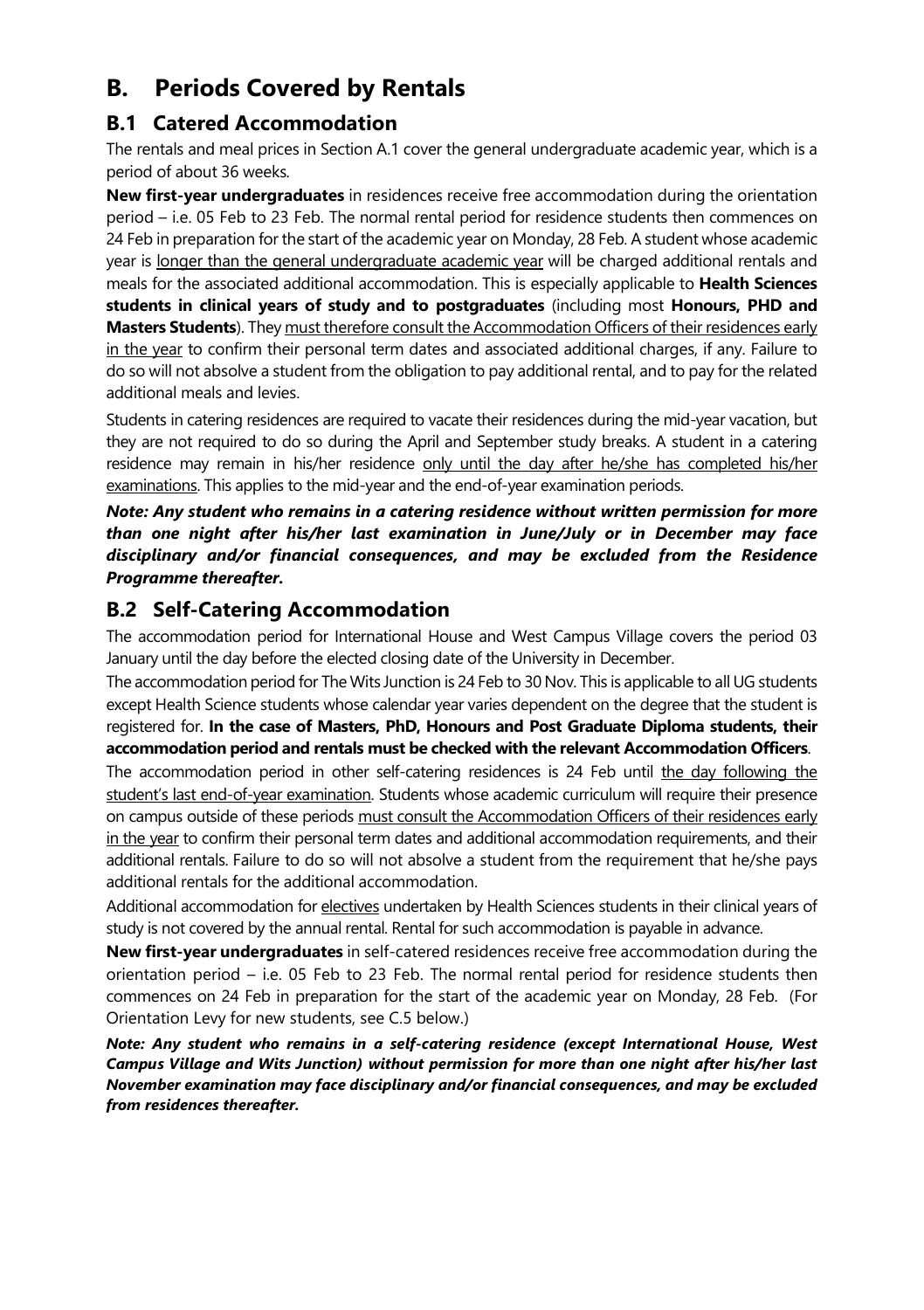# B. Periods Covered by Rentals

## B.1 Catered Accommodation

The rentals and meal prices in Section A.1 cover the general undergraduate academic year, which is a period of about 36 weeks.

**New first-year undergraduates** in residences receive free accommodation during the orientation period – i.e. 05 Feb to 23 Feb. The normal rental period for residence students then commences on 24 Feb in preparation for the start of the academic year on Monday, 28 Feb. A student whose academic year is longer than the general undergraduate academic year will be charged additional rentals and meals for the associated additional accommodation. This is especially applicable to **Health Sciences students in clinical years of study and to postgraduates** (including most **Honours, PHD and Masters Students**). They must therefore consult the Accommodation Officers of their residences early in the year to confirm their personal term dates and associated additional charges, if any. Failure to do so will not absolve a student from the obligation to pay additional rental, and to pay for the related additional meals and levies.

Students in catering residences are required to vacate their residences during the mid-year vacation, but they are not required to do so during the April and September study breaks. A student in a catering residence may remain in his/her residence only until the day after he/she has completed his/her examinations. This applies to the mid-year and the end-of-year examination periods.

***Note: Any student who remains in a catering residence without written permission for more than one night after his/her last examination in June/July or in December may face disciplinary and/or financial consequences, and may be excluded from the Residence Programme thereafter.***

## B.2 Self-Catering Accommodation

The accommodation period for International House and West Campus Village covers the period 03 January until the day before the elected closing date of the University in December.

The accommodation period for The Wits Junction is 24 Feb to 30 Nov. This is applicable to all UG students except Health Science students whose calendar year varies dependent on the degree that the student is registered for. **In the case of Masters, PhD, Honours and Post Graduate Diploma students, their accommodation period and rentals must be checked with the relevant Accommodation Officers**.

The accommodation period in other self-catering residences is 24 Feb until the day following the student's last end-of-year examination. Students whose academic curriculum will require their presence on campus outside of these periods must consult the Accommodation Officers of their residences early in the year to confirm their personal term dates and additional accommodation requirements, and their additional rentals. Failure to do so will not absolve a student from the requirement that he/she pays additional rentals for the additional accommodation.

Additional accommodation for electives undertaken by Health Sciences students in their clinical years of study is not covered by the annual rental. Rental for such accommodation is payable in advance.

**New first-year undergraduates** in self-catered residences receive free accommodation during the orientation period – i.e. 05 Feb to 23 Feb. The normal rental period for residence students then commences on 24 Feb in preparation for the start of the academic year on Monday, 28 Feb. (For Orientation Levy for new students, see C.5 below.)

***Note: Any student who remains in a self-catering residence (except International House, West Campus Village and Wits Junction) without permission for more than one night after his/her last November examination may face disciplinary and/or financial consequences, and may be excluded from residences thereafter.***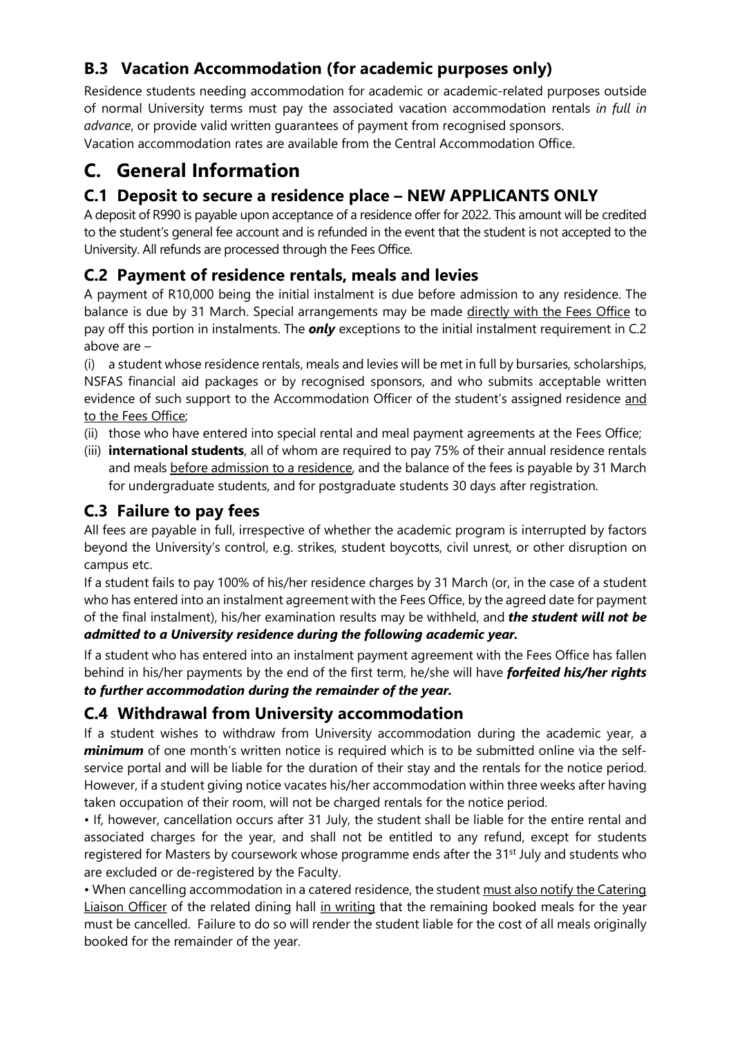## B.3 Vacation Accommodation (for academic purposes only)

Residence students needing accommodation for academic or academic-related purposes outside of normal University terms must pay the associated vacation accommodation rentals *in full in advance*, or provide valid written guarantees of payment from recognised sponsors.
Vacation accommodation rates are available from the Central Accommodation Office.

# C. General Information

## C.1 Deposit to secure a residence place – NEW APPLICANTS ONLY

A deposit of R990 is payable upon acceptance of a residence offer for 2022. This amount will be credited to the student's general fee account and is refunded in the event that the student is not accepted to the University. All refunds are processed through the Fees Office.

## C.2 Payment of residence rentals, meals and levies

A payment of R10,000 being the initial instalment is due before admission to any residence. The balance is due by 31 March. Special arrangements may be made directly with the Fees Office to pay off this portion in instalments. The ***only*** exceptions to the initial instalment requirement in C.2 above are –

(i) a student whose residence rentals, meals and levies will be met in full by bursaries, scholarships, NSFAS financial aid packages or by recognised sponsors, and who submits acceptable written evidence of such support to the Accommodation Officer of the student's assigned residence and to the Fees Office;

(ii) those who have entered into special rental and meal payment agreements at the Fees Office;

(iii) **international students**, all of whom are required to pay 75% of their annual residence rentals and meals before admission to a residence, and the balance of the fees is payable by 31 March for undergraduate students, and for postgraduate students 30 days after registration.

## C.3 Failure to pay fees

All fees are payable in full, irrespective of whether the academic program is interrupted by factors beyond the University's control, e.g. strikes, student boycotts, civil unrest, or other disruption on campus etc.

If a student fails to pay 100% of his/her residence charges by 31 March (or, in the case of a student who has entered into an instalment agreement with the Fees Office, by the agreed date for payment of the final instalment), his/her examination results may be withheld, and ***the student will not be admitted to a University residence during the following academic year.***

If a student who has entered into an instalment payment agreement with the Fees Office has fallen behind in his/her payments by the end of the first term, he/she will have ***forfeited his/her rights to further accommodation during the remainder of the year.***

## C.4 Withdrawal from University accommodation

If a student wishes to withdraw from University accommodation during the academic year, a ***minimum*** of one month's written notice is required which is to be submitted online via the self-service portal and will be liable for the duration of their stay and the rentals for the notice period. However, if a student giving notice vacates his/her accommodation within three weeks after having taken occupation of their room, will not be charged rentals for the notice period.

• If, however, cancellation occurs after 31 July, the student shall be liable for the entire rental and associated charges for the year, and shall not be entitled to any refund, except for students registered for Masters by coursework whose programme ends after the 31st July and students who are excluded or de-registered by the Faculty.

• When cancelling accommodation in a catered residence, the student must also notify the Catering Liaison Officer of the related dining hall in writing that the remaining booked meals for the year must be cancelled. Failure to do so will render the student liable for the cost of all meals originally booked for the remainder of the year.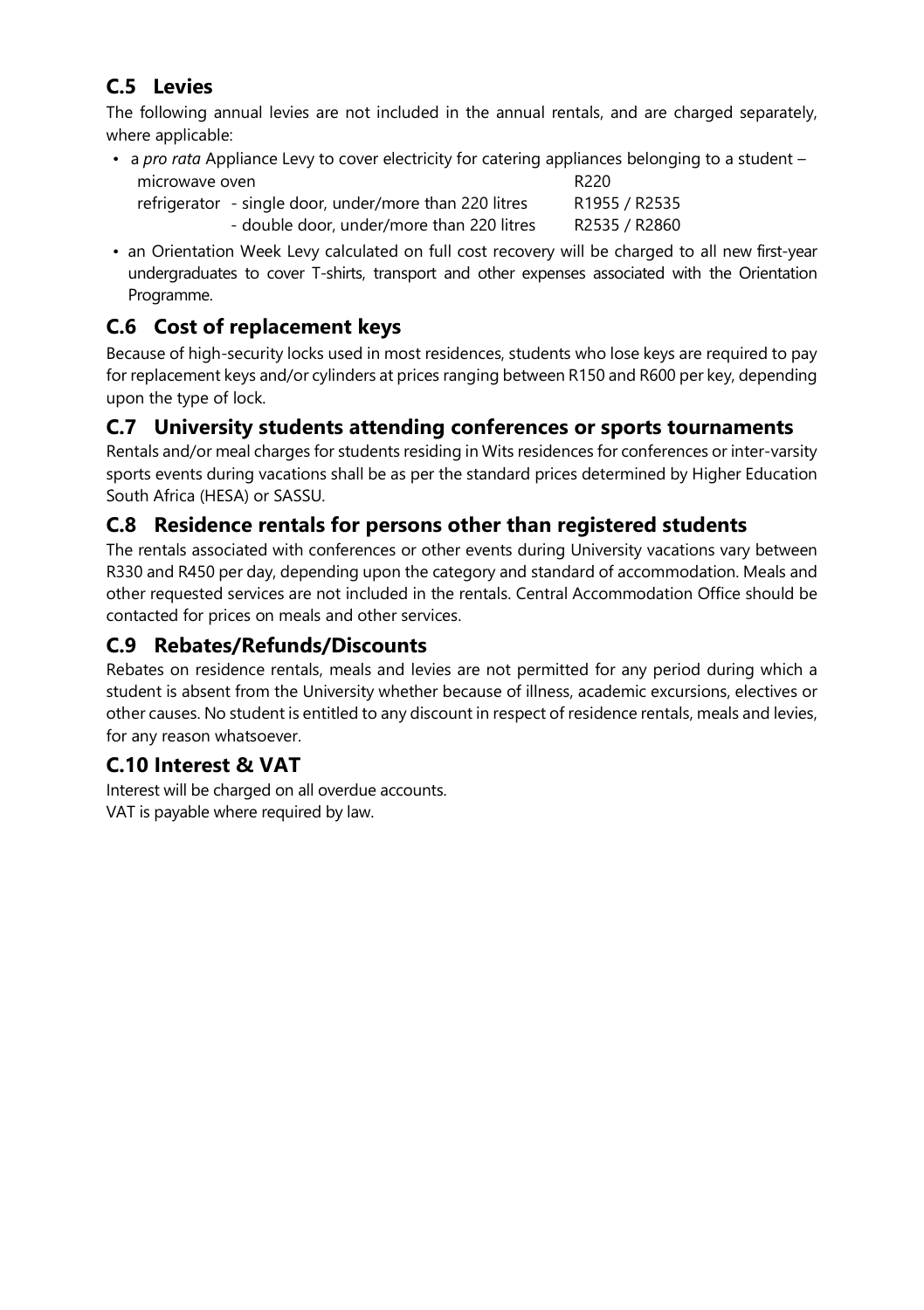## C.5 Levies

The following annual levies are not included in the annual rentals, and are charged separately, where applicable:

- a *pro rata* Appliance Levy to cover electricity for catering appliances belonging to a student –

| | | |
|---|---|---|
| microwave oven | | R220 |
| refrigerator | - single door, under/more than 220 litres | R1955 / R2535 |
| | - double door, under/more than 220 litres | R2535 / R2860 |

- an Orientation Week Levy calculated on full cost recovery will be charged to all new first-year undergraduates to cover T-shirts, transport and other expenses associated with the Orientation Programme.

## C.6 Cost of replacement keys

Because of high-security locks used in most residences, students who lose keys are required to pay for replacement keys and/or cylinders at prices ranging between R150 and R600 per key, depending upon the type of lock.

## C.7 University students attending conferences or sports tournaments

Rentals and/or meal charges for students residing in Wits residences for conferences or inter-varsity sports events during vacations shall be as per the standard prices determined by Higher Education South Africa (HESA) or SASSU.

## C.8 Residence rentals for persons other than registered students

The rentals associated with conferences or other events during University vacations vary between R330 and R450 per day, depending upon the category and standard of accommodation. Meals and other requested services are not included in the rentals. Central Accommodation Office should be contacted for prices on meals and other services.

## C.9 Rebates/Refunds/Discounts

Rebates on residence rentals, meals and levies are not permitted for any period during which a student is absent from the University whether because of illness, academic excursions, electives or other causes. No student is entitled to any discount in respect of residence rentals, meals and levies, for any reason whatsoever.

## C.10 Interest & VAT

Interest will be charged on all overdue accounts.
VAT is payable where required by law.